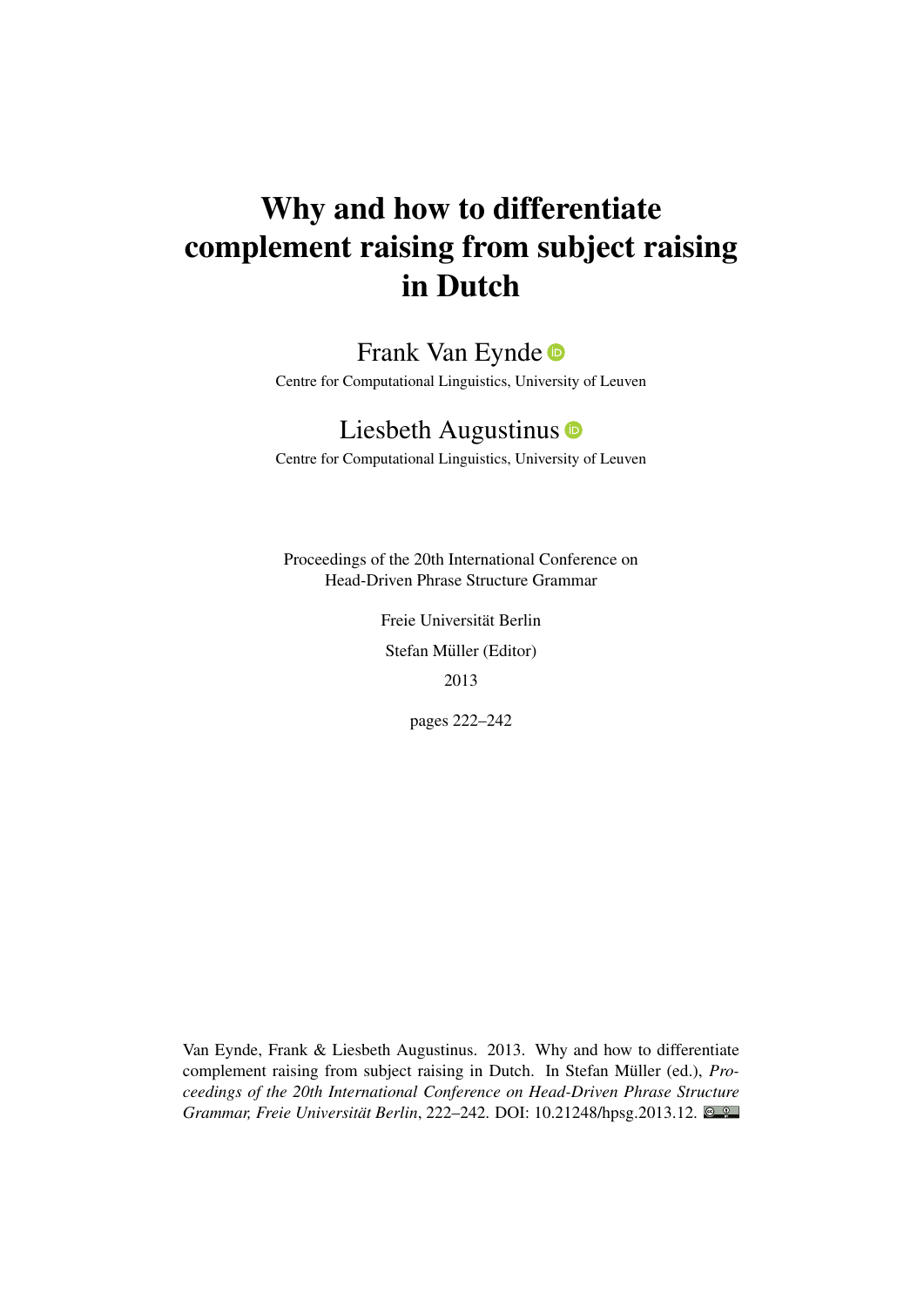# Why and how to differentiate complement raising from subject raising in Dutch

Frank Van Eynde

Centre for Computational Linguistics, University of Leuven

Liesbeth Augustinus

Centre for Computational Linguistics, University of Leuven

Proceedings of the 20th International Conference on
Head-Driven Phrase Structure Grammar

Freie Universität Berlin

Stefan Müller (Editor)

2013

pages 222–242

Van Eynde, Frank & Liesbeth Augustinus. 2013. Why and how to differentiate complement raising from subject raising in Dutch. In Stefan Müller (ed.), *Proceedings of the 20th International Conference on Head-Driven Phrase Structure Grammar, Freie Universität Berlin*, 222–242. DOI: 10.21248/hpsg.2013.12.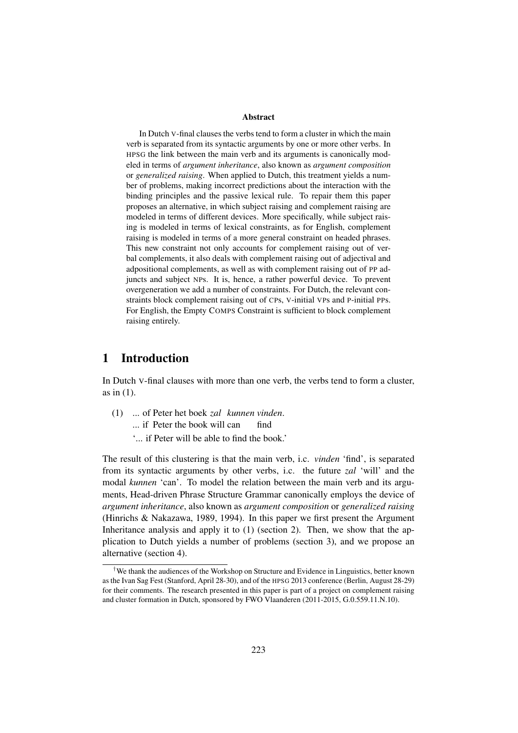**Abstract**

In Dutch V-final clauses the verbs tend to form a cluster in which the main verb is separated from its syntactic arguments by one or more other verbs. In HPSG the link between the main verb and its arguments is canonically modeled in terms of *argument inheritance*, also known as *argument composition* or *generalized raising*. When applied to Dutch, this treatment yields a number of problems, making incorrect predictions about the interaction with the binding principles and the passive lexical rule. To repair them this paper proposes an alternative, in which subject raising and complement raising are modeled in terms of different devices. More specifically, while subject raising is modeled in terms of lexical constraints, as for English, complement raising is modeled in terms of a more general constraint on headed phrases. This new constraint not only accounts for complement raising out of verbal complements, it also deals with complement raising out of adjectival and adpositional complements, as well as with complement raising out of PP adjuncts and subject NPs. It is, hence, a rather powerful device. To prevent overgeneration we add a number of constraints. For Dutch, the relevant constraints block complement raising out of CPs, V-initial VPs and P-initial PPs. For English, the Empty COMPS Constraint is sufficient to block complement raising entirely.

# 1 Introduction

In Dutch V-final clauses with more than one verb, the verbs tend to form a cluster, as in (1).

(1) ... of Peter het boek *zal kunnen vinden*.
 ... if Peter the book will can find
 '... if Peter will be able to find the book.'

The result of this clustering is that the main verb, i.c. *vinden* 'find', is separated from its syntactic arguments by other verbs, i.c. the future *zal* 'will' and the modal *kunnen* 'can'. To model the relation between the main verb and its arguments, Head-driven Phrase Structure Grammar canonically employs the device of *argument inheritance*, also known as *argument composition* or *generalized raising* (Hinrichs & Nakazawa, 1989, 1994). In this paper we first present the Argument Inheritance analysis and apply it to (1) (section 2). Then, we show that the application to Dutch yields a number of problems (section 3), and we propose an alternative (section 4).

†We thank the audiences of the Workshop on Structure and Evidence in Linguistics, better known as the Ivan Sag Fest (Stanford, April 28-30), and of the HPSG 2013 conference (Berlin, August 28-29) for their comments. The research presented in this paper is part of a project on complement raising and cluster formation in Dutch, sponsored by FWO Vlaanderen (2011-2015, G.0.559.11.N.10).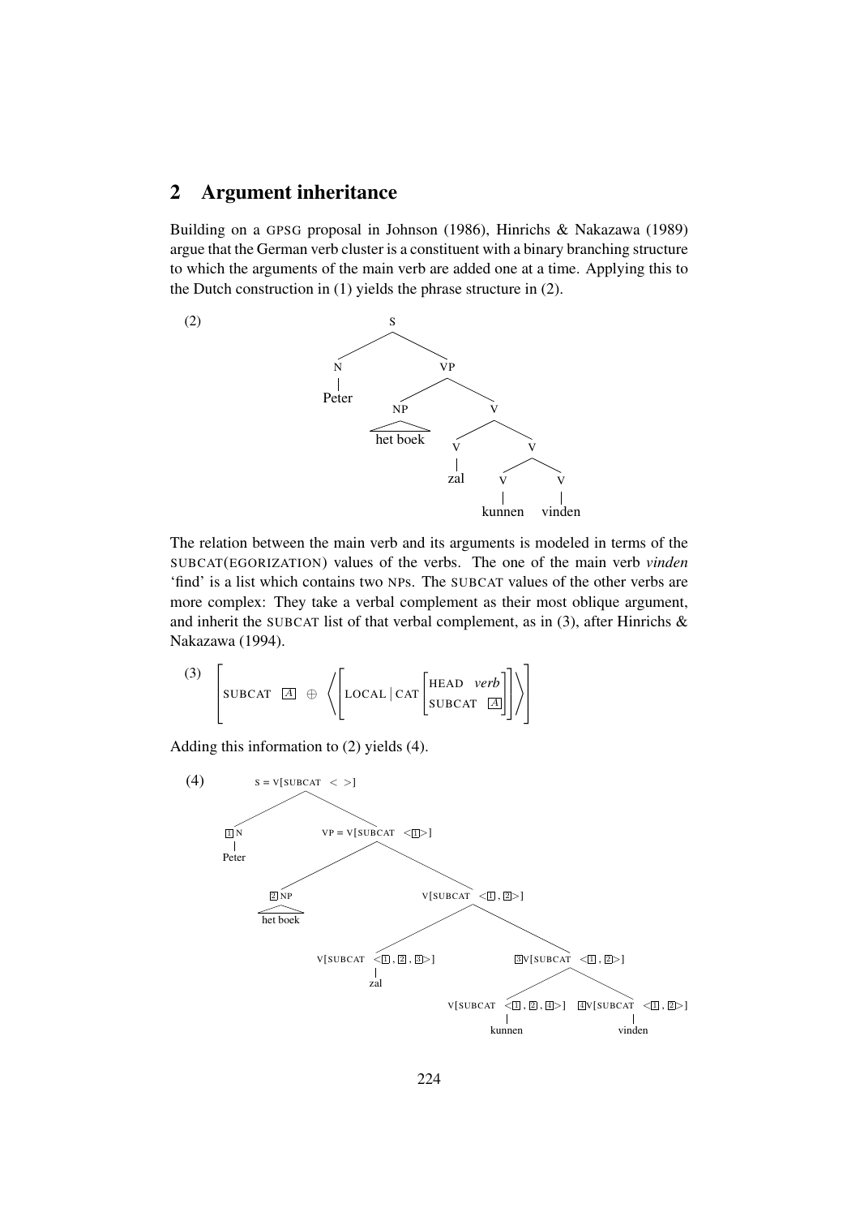## 2 Argument inheritance

Building on a GPSG proposal in Johnson (1986), Hinrichs & Nakazawa (1989) argue that the German verb cluster is a constituent with a binary branching structure to which the arguments of the main verb are added one at a time. Applying this to the Dutch construction in (1) yields the phrase structure in (2).

(2)

```
S
├── N
│   └── Peter
└── VP
    ├── NP
    │   └── het boek
    └── V
        ├── V
        │   └── zal
        └── V
            ├── V
            │   └── kunnen
            └── V
                └── vinden
```

The relation between the main verb and its arguments is modeled in terms of the SUBCAT(EGORIZATION) values of the verbs. The one of the main verb *vinden* 'find' is a list which contains two NPs. The SUBCAT values of the other verbs are more complex: They take a verbal complement as their most oblique argument, and inherit the SUBCAT list of that verbal complement, as in (3), after Hinrichs & Nakazawa (1994).

(3)
$$\left[ \text{SUBCAT} \;\; \boxed{A} \;\oplus\; \left\langle \left[ \text{LOCAL} \mid \text{CAT} \begin{bmatrix} \text{HEAD} & \textit{verb} \\ \text{SUBCAT} & \boxed{A} \end{bmatrix} \right] \right\rangle \right]$$

Adding this information to (2) yields (4).

(4)

```
S = V[SUBCAT < >]
├── [1] N
│   └── Peter
└── VP = V[SUBCAT <[1]>]
    ├── [2] NP
    │   └── het boek
    └── V[SUBCAT <[1], [2]>]
        ├── V[SUBCAT <[1], [2], [3]>]
        │   └── zal
        └── [3] V[SUBCAT <[1], [2]>]
            ├── V[SUBCAT <[1], [2], [4]>]
            │   └── kunnen
            └── [4] V[SUBCAT <[1], [2]>]
                └── vinden
```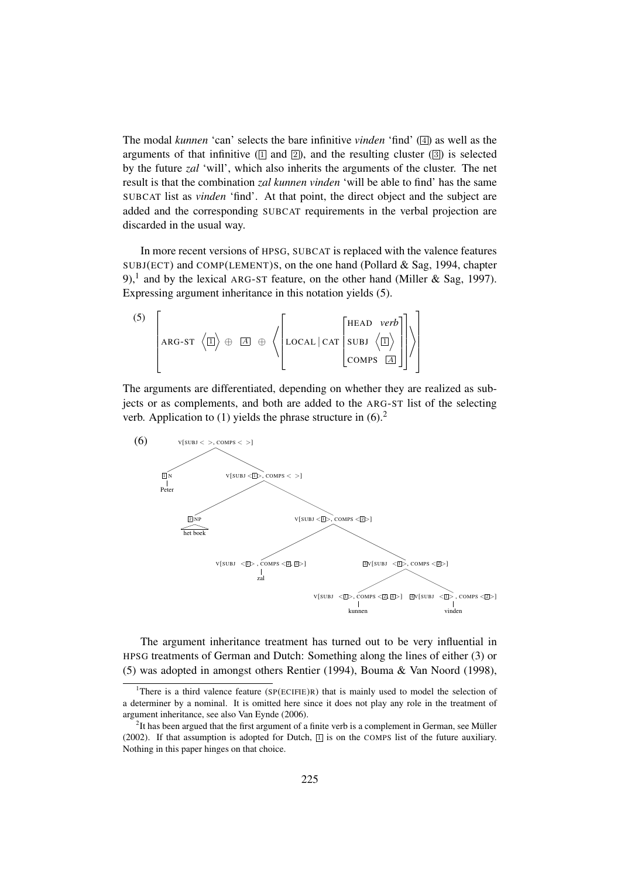The modal *kunnen* 'can' selects the bare infinitive *vinden* 'find' ([4]) as well as the arguments of that infinitive ([1] and [2]), and the resulting cluster ([3]) is selected by the future *zal* 'will', which also inherits the arguments of the cluster. The net result is that the combination *zal kunnen vinden* 'will be able to find' has the same SUBCAT list as *vinden* 'find'. At that point, the direct object and the subject are added and the corresponding SUBCAT requirements in the verbal projection are discarded in the usual way.

In more recent versions of HPSG, SUBCAT is replaced with the valence features SUBJ(ECT) and COMP(LEMENT)S, on the one hand (Pollard & Sag, 1994, chapter 9),[1] and by the lexical ARG-ST feature, on the other hand (Miller & Sag, 1997). Expressing argument inheritance in this notation yields (5).

(5)
$$\left[\text{ARG-ST} \ \left\langle \boxed{1} \right\rangle \oplus \boxed{A} \oplus \left\langle \left[\text{LOCAL} \mid \text{CAT} \begin{bmatrix} \text{HEAD} & \textit{verb} \\ \text{SUBJ} & \left\langle \boxed{1} \right\rangle \\ \text{COMPS} & \boxed{A} \end{bmatrix}\right] \right\rangle\right]$$

The arguments are differentiated, depending on whether they are realized as subjects or as complements, and both are added to the ARG-ST list of the selecting verb. Application to (1) yields the phrase structure in (6).[2]

(6)

```
V[SUBJ < >, COMPS < >]
├── [1]N
│   └── Peter
└── V[SUBJ <[1]>, COMPS < >]
    ├── [2]NP
    │   └── het boek
    └── V[SUBJ <[1]>, COMPS <[2]>]
        ├── V[SUBJ <[1]>, COMPS <[2], [3]>]
        │   └── zal
        └── [3]V[SUBJ <[1]>, COMPS <[2]>]
            ├── V[SUBJ <[1]>, COMPS <[2], [4]>]
            │   └── kunnen
            └── [4]V[SUBJ <[1]>, COMPS <[2]>]
                └── vinden
```

The argument inheritance treatment has turned out to be very influential in HPSG treatments of German and Dutch: Something along the lines of either (3) or (5) was adopted in amongst others Rentier (1994), Bouma & Van Noord (1998),

---

[1] There is a third valence feature (SP(ECIFIE)R) that is mainly used to model the selection of a determiner by a nominal. It is omitted here since it does not play any role in the treatment of argument inheritance, see also Van Eynde (2006).

[2] It has been argued that the first argument of a finite verb is a complement in German, see Müller (2002). If that assumption is adopted for Dutch, [1] is on the COMPS list of the future auxiliary. Nothing in this paper hinges on that choice.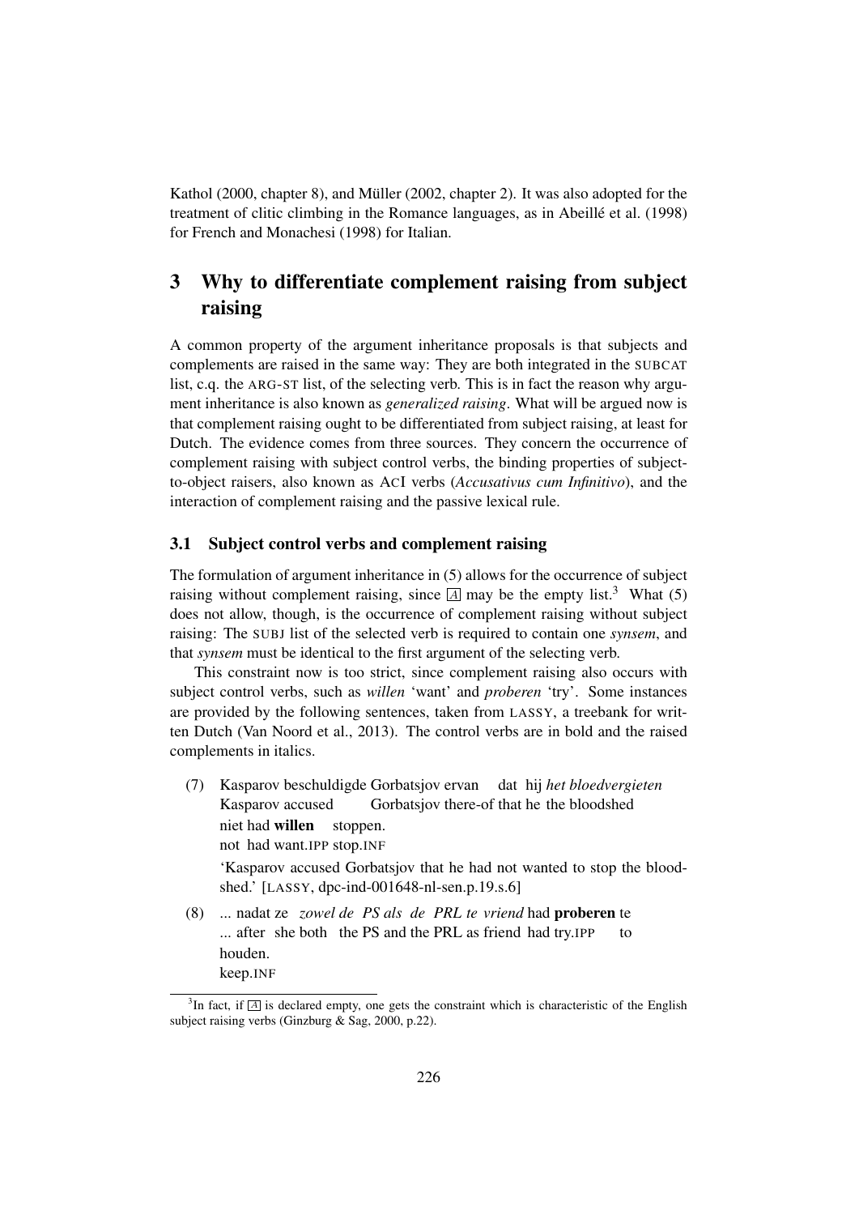Kathol (2000, chapter 8), and Müller (2002, chapter 2). It was also adopted for the treatment of clitic climbing in the Romance languages, as in Abeillé et al. (1998) for French and Monachesi (1998) for Italian.

## 3 Why to differentiate complement raising from subject raising

A common property of the argument inheritance proposals is that subjects and complements are raised in the same way: They are both integrated in the SUBCAT list, c.q. the ARG-ST list, of the selecting verb. This is in fact the reason why argument inheritance is also known as *generalized raising*. What will be argued now is that complement raising ought to be differentiated from subject raising, at least for Dutch. The evidence comes from three sources. They concern the occurrence of complement raising with subject control verbs, the binding properties of subject-to-object raisers, also known as ACI verbs (*Accusativus cum Infinitivo*), and the interaction of complement raising and the passive lexical rule.

### 3.1 Subject control verbs and complement raising

The formulation of argument inheritance in (5) allows for the occurrence of subject raising without complement raising, since $\boxed{A}$ may be the empty list.[3] What (5) does not allow, though, is the occurrence of complement raising without subject raising: The SUBJ list of the selected verb is required to contain one *synsem*, and that *synsem* must be identical to the first argument of the selecting verb.

This constraint now is too strict, since complement raising also occurs with subject control verbs, such as *willen* 'want' and *proberen* 'try'. Some instances are provided by the following sentences, taken from LASSY, a treebank for written Dutch (Van Noord et al., 2013). The control verbs are in bold and the raised complements in italics.

(7) Kasparov beschuldigde Gorbatsjov ervan dat hij *het bloedvergieten* niet had **willen** stoppen.
Kasparov accused Gorbatsjov there-of that he the bloodshed not had want.IPP stop.INF
'Kasparov accused Gorbatsjov that he had not wanted to stop the bloodshed.' [LASSY, dpc-ind-001648-nl-sen.p.19.s.6]

(8) ... nadat ze *zowel de PS als de PRL te vriend* had **proberen** te houden.
... after she both the PS and the PRL as friend had try.IPP to keep.INF

[3] In fact, if $\boxed{A}$ is declared empty, one gets the constraint which is characteristic of the English subject raising verbs (Ginzburg & Sag, 2000, p.22).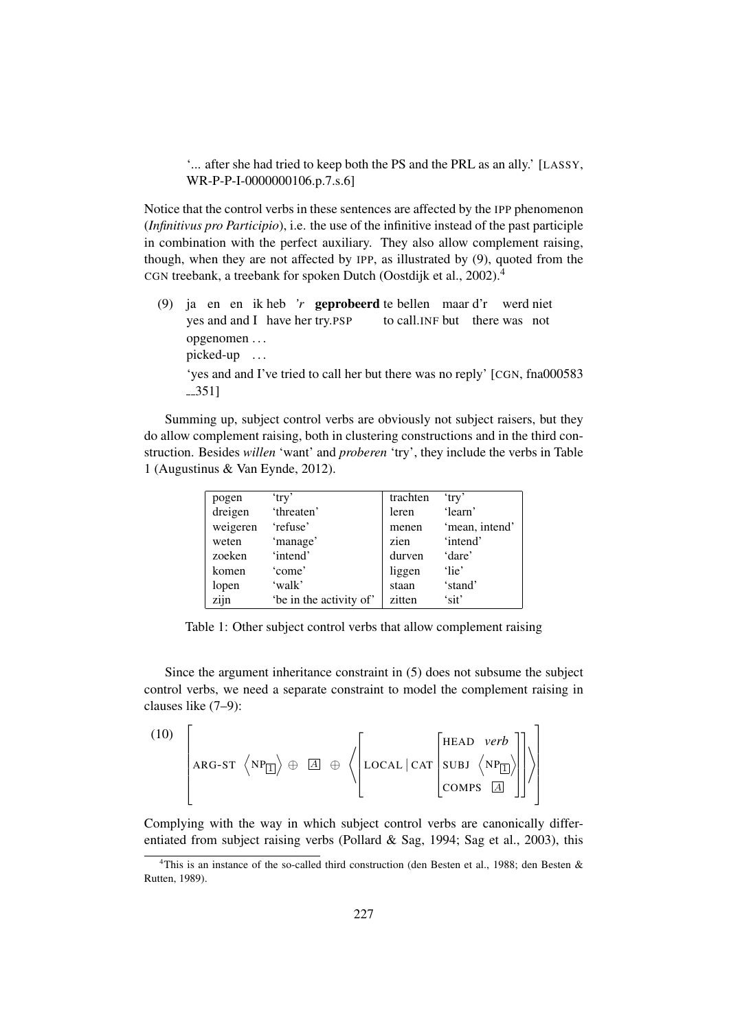'... after she had tried to keep both the PS and the PRL as an ally.' [LASSY, WR-P-P-I-0000000106.p.7.s.6]

Notice that the control verbs in these sentences are affected by the IPP phenomenon (*Infinitivus pro Participio*), i.e. the use of the infinitive instead of the past participle in combination with the perfect auxiliary. They also allow complement raising, though, when they are not affected by IPP, as illustrated by (9), quoted from the CGN treebank, a treebank for spoken Dutch (Oostdijk et al., 2002).[4]

(9) ja en en ik heb *'r* **geprobeerd** te bellen maar d'r werd niet opgenomen ...
yes and and I have her try.PSP to call.INF but there was not picked-up ...
'yes and and I've tried to call her but there was no reply' [CGN, fna000583 __351]

Summing up, subject control verbs are obviously not subject raisers, but they do allow complement raising, both in clustering constructions and in the third construction. Besides *willen* 'want' and *proberen* 'try', they include the verbs in Table 1 (Augustinus & Van Eynde, 2012).

| | | | |
|---|---|---|---|
| pogen | 'try' | trachten | 'try' |
| dreigen | 'threaten' | leren | 'learn' |
| weigeren | 'refuse' | menen | 'mean, intend' |
| weten | 'manage' | zien | 'intend' |
| zoeken | 'intend' | durven | 'dare' |
| komen | 'come' | liggen | 'lie' |
| lopen | 'walk' | staan | 'stand' |
| zijn | 'be in the activity of' | zitten | 'sit' |

Table 1: Other subject control verbs that allow complement raising

Since the argument inheritance constraint in (5) does not subsume the subject control verbs, we need a separate constraint to model the complement raising in clauses like (7–9):

$$(10) \quad \left[ \text{ARG-ST} \ \left\langle \text{NP}_{\boxed{1}} \right\rangle \oplus \boxed{A} \oplus \left\langle \left[ \text{LOCAL} \mid \text{CAT} \begin{bmatrix} \text{HEAD} & \textit{verb} \\ \text{SUBJ} & \left\langle \text{NP}_{\boxed{1}} \right\rangle \\ \text{COMPS} & \boxed{A} \end{bmatrix} \right] \right\rangle \right]$$

Complying with the way in which subject control verbs are canonically differentiated from subject raising verbs (Pollard & Sag, 1994; Sag et al., 2003), this

[4]This is an instance of the so-called third construction (den Besten et al., 1988; den Besten & Rutten, 1989).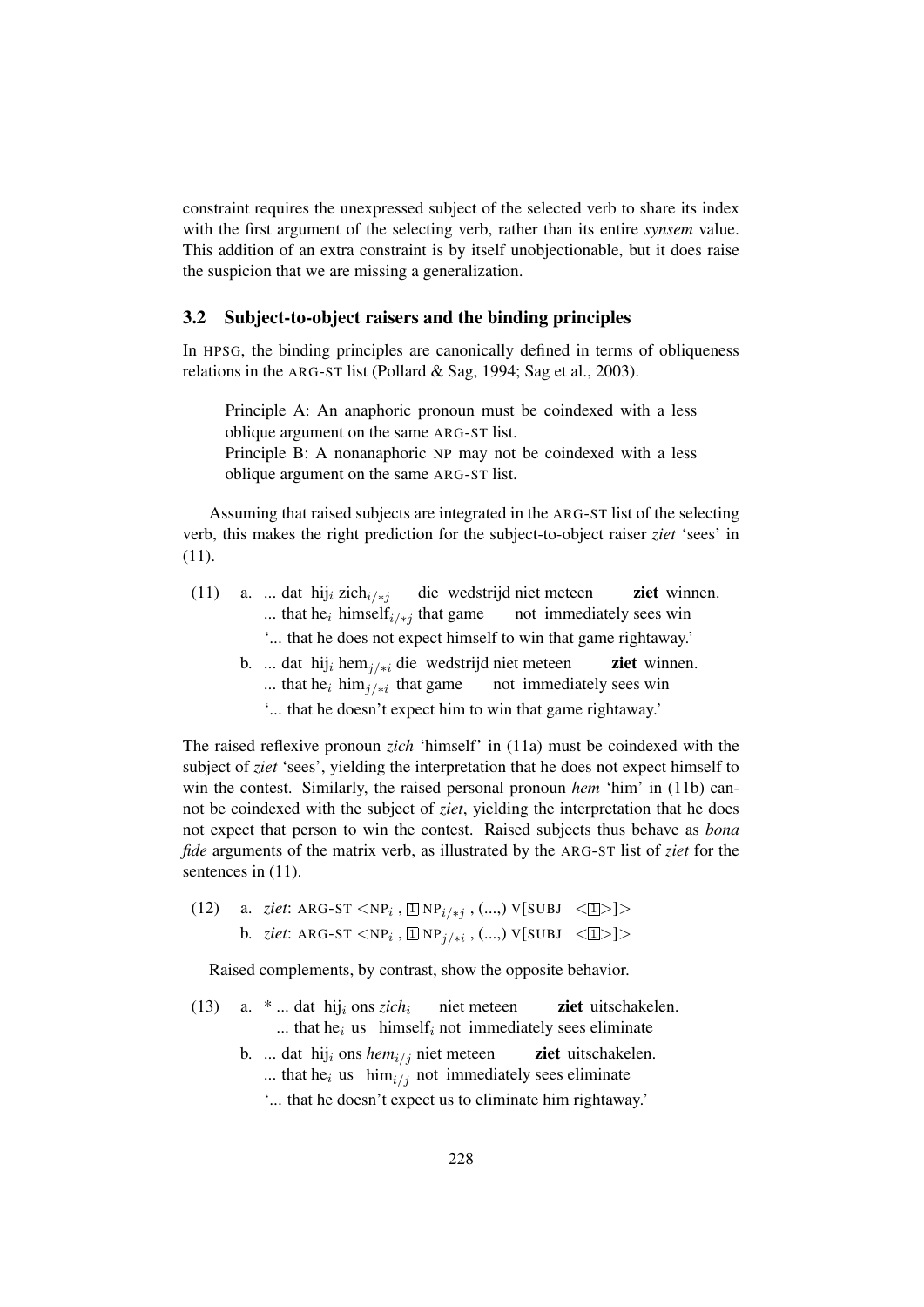constraint requires the unexpressed subject of the selected verb to share its index with the first argument of the selecting verb, rather than its entire *synsem* value. This addition of an extra constraint is by itself unobjectionable, but it does raise the suspicion that we are missing a generalization.

### 3.2 Subject-to-object raisers and the binding principles

In HPSG, the binding principles are canonically defined in terms of obliqueness relations in the ARG-ST list (Pollard & Sag, 1994; Sag et al., 2003).

> Principle A: An anaphoric pronoun must be coindexed with a less oblique argument on the same ARG-ST list.
> Principle B: A nonanaphoric NP may not be coindexed with a less oblique argument on the same ARG-ST list.

Assuming that raised subjects are integrated in the ARG-ST list of the selecting verb, this makes the right prediction for the subject-to-object raiser *ziet* 'sees' in (11).

(11) a. ... dat hij$_i$ zich$_{i/*j}$ die wedstrijd niet meteen **ziet** winnen.
... that he$_i$ himself$_{i/*j}$ that game not immediately sees win
'... that he does not expect himself to win that game rightaway.'

b. ... dat hij$_i$ hem$_{j/*i}$ die wedstrijd niet meteen **ziet** winnen.
... that he$_i$ him$_{j/*i}$ that game not immediately sees win
'... that he doesn't expect him to win that game rightaway.'

The raised reflexive pronoun *zich* 'himself' in (11a) must be coindexed with the subject of *ziet* 'sees', yielding the interpretation that he does not expect himself to win the contest. Similarly, the raised personal pronoun *hem* 'him' in (11b) cannot be coindexed with the subject of *ziet*, yielding the interpretation that he does not expect that person to win the contest. Raised subjects thus behave as *bona fide* arguments of the matrix verb, as illustrated by the ARG-ST list of *ziet* for the sentences in (11).

(12) a. *ziet*: ARG-ST <NP$_i$ , [1] NP$_{i/*j}$ , (...,) V[SUBJ <[1]>]>
b. *ziet*: ARG-ST <NP$_i$ , [1] NP$_{j/*i}$ , (...,) V[SUBJ <[1]>]>

Raised complements, by contrast, show the opposite behavior.

(13) a. * ... dat hij$_i$ ons *zich*$_i$ niet meteen **ziet** uitschakelen.
... that he$_i$ us himself$_i$ not immediately sees eliminate

b. ... dat hij$_i$ ons *hem*$_{i/j}$ niet meteen **ziet** uitschakelen.
... that he$_i$ us him$_{i/j}$ not immediately sees eliminate
'... that he doesn't expect us to eliminate him rightaway.'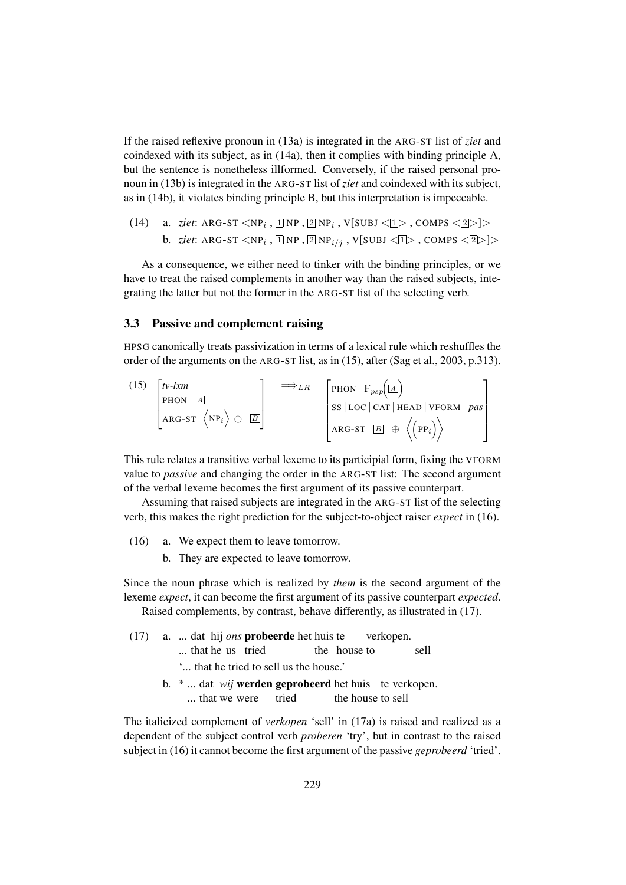If the raised reflexive pronoun in (13a) is integrated in the ARG-ST list of *ziet* and coindexed with its subject, as in (14a), then it complies with binding principle A, but the sentence is nonetheless illformed. Conversely, if the raised personal pronoun in (13b) is integrated in the ARG-ST list of *ziet* and coindexed with its subject, as in (14b), it violates binding principle B, but this interpretation is impeccable.

(14) a. *ziet*: ARG-ST $<$NP$_i$ , [1] NP , [2] NP$_i$ , V[SUBJ $<$[1]$>$ , COMPS $<$[2]$>$]$>$

b. *ziet*: ARG-ST $<$NP$_i$ , [1] NP , [2] NP$_{i/j}$ , V[SUBJ $<$[1]$>$ , COMPS $<$[2]$>$]$>$

As a consequence, we either need to tinker with the binding principles, or we have to treat the raised complements in another way than the raised subjects, integrating the latter but not the former in the ARG-ST list of the selecting verb.

### 3.3 Passive and complement raising

HPSG canonically treats passivization in terms of a lexical rule which reshuffles the order of the arguments on the ARG-ST list, as in (15), after (Sag et al., 2003, p.313).

(15) $\begin{bmatrix} \textit{tv-lxm} \\ \text{PHON} \;\; \boxed{A} \\ \text{ARG-ST} \;\; \left\langle \text{NP}_i \right\rangle \oplus \boxed{B} \end{bmatrix} \implies_{LR} \begin{bmatrix} \text{PHON} \;\; \text{F}_{psp}\left(\boxed{A}\right) \\ \text{SS} \mid \text{LOC} \mid \text{CAT} \mid \text{HEAD} \mid \text{VFORM} \;\; \textit{pas} \\ \text{ARG-ST} \;\; \boxed{B} \oplus \left\langle \left(\text{PP}_i\right) \right\rangle \end{bmatrix}$

This rule relates a transitive verbal lexeme to its participial form, fixing the VFORM value to *passive* and changing the order in the ARG-ST list: The second argument of the verbal lexeme becomes the first argument of its passive counterpart.

Assuming that raised subjects are integrated in the ARG-ST list of the selecting verb, this makes the right prediction for the subject-to-object raiser *expect* in (16).

(16) a. We expect them to leave tomorrow.

b. They are expected to leave tomorrow.

Since the noun phrase which is realized by *them* is the second argument of the lexeme *expect*, it can become the first argument of its passive counterpart *expected*.

Raised complements, by contrast, behave differently, as illustrated in (17).

(17) a. ... dat hij *ons* **probeerde** het huis te verkopen.
... that he us tried the house to sell
'... that he tried to sell us the house.'

b. * ... dat *wij* **werden geprobeerd** het huis te verkopen.
... that we were tried the house to sell

The italicized complement of *verkopen* 'sell' in (17a) is raised and realized as a dependent of the subject control verb *proberen* 'try', but in contrast to the raised subject in (16) it cannot become the first argument of the passive *geprobeerd* 'tried'.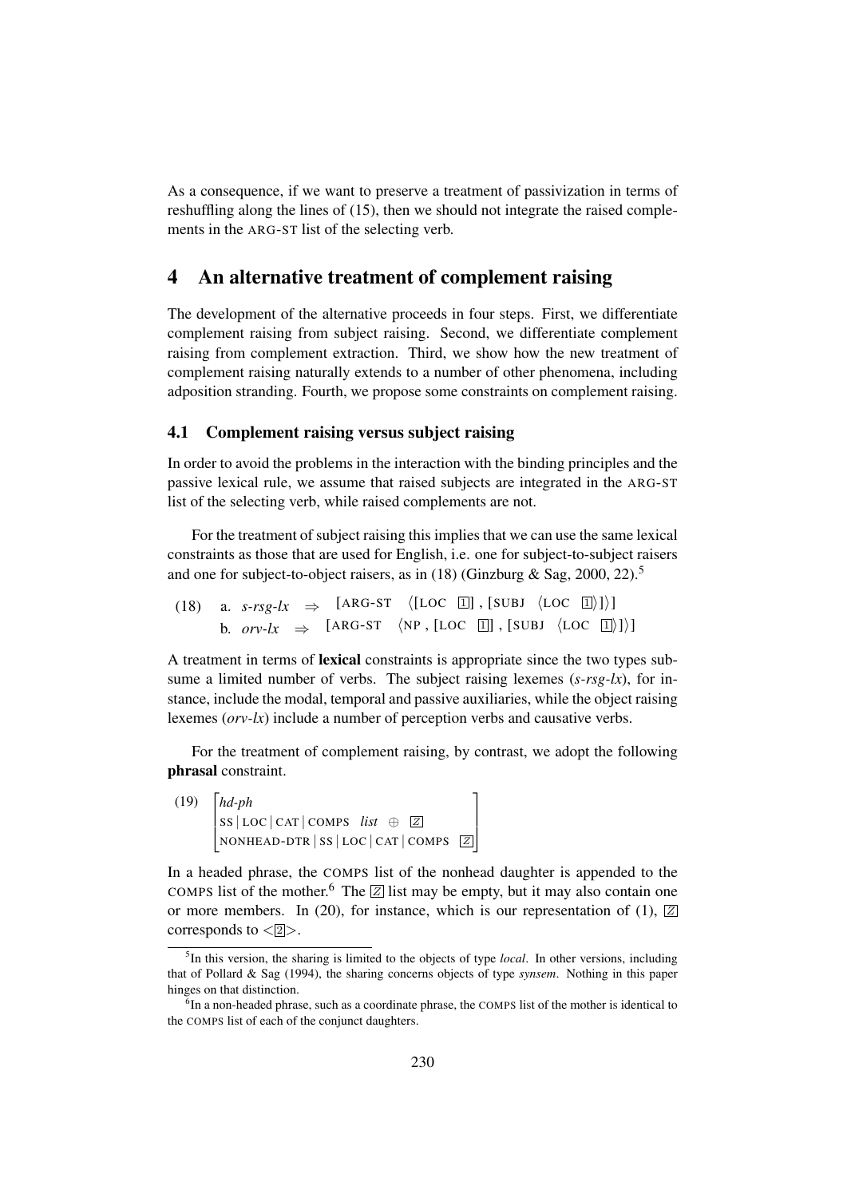As a consequence, if we want to preserve a treatment of passivization in terms of reshuffling along the lines of (15), then we should not integrate the raised complements in the ARG-ST list of the selecting verb.

## 4 An alternative treatment of complement raising

The development of the alternative proceeds in four steps. First, we differentiate complement raising from subject raising. Second, we differentiate complement raising from complement extraction. Third, we show how the new treatment of complement raising naturally extends to a number of other phenomena, including adposition stranding. Fourth, we propose some constraints on complement raising.

### 4.1 Complement raising versus subject raising

In order to avoid the problems in the interaction with the binding principles and the passive lexical rule, we assume that raised subjects are integrated in the ARG-ST list of the selecting verb, while raised complements are not.

For the treatment of subject raising this implies that we can use the same lexical constraints as those that are used for English, i.e. one for subject-to-subject raisers and one for subject-to-object raisers, as in (18) (Ginzburg & Sag, 2000, 22).[5]

(18) a. *s-rsg-lx* ⇒ [ARG-ST ⟨[LOC [1]] , [SUBJ ⟨LOC [1]⟩]⟩]
b. *orv-lx* ⇒ [ARG-ST ⟨NP , [LOC [1]] , [SUBJ ⟨LOC [1]⟩]⟩]

A treatment in terms of **lexical** constraints is appropriate since the two types subsume a limited number of verbs. The subject raising lexemes (*s-rsg-lx*), for instance, include the modal, temporal and passive auxiliaries, while the object raising lexemes (*orv-lx*) include a number of perception verbs and causative verbs.

For the treatment of complement raising, by contrast, we adopt the following **phrasal** constraint.

(19) [ *hd-ph*
SS | LOC | CAT | COMPS *list* ⊕ [Z]
NONHEAD-DTR | SS | LOC | CAT | COMPS [Z] ]

In a headed phrase, the COMPS list of the nonhead daughter is appended to the COMPS list of the mother.[6] The [Z] list may be empty, but it may also contain one or more members. In (20), for instance, which is our representation of (1), [Z] corresponds to <[2]>.

[5]In this version, the sharing is limited to the objects of type *local*. In other versions, including that of Pollard & Sag (1994), the sharing concerns objects of type *synsem*. Nothing in this paper hinges on that distinction.

[6]In a non-headed phrase, such as a coordinate phrase, the COMPS list of the mother is identical to the COMPS list of each of the conjunct daughters.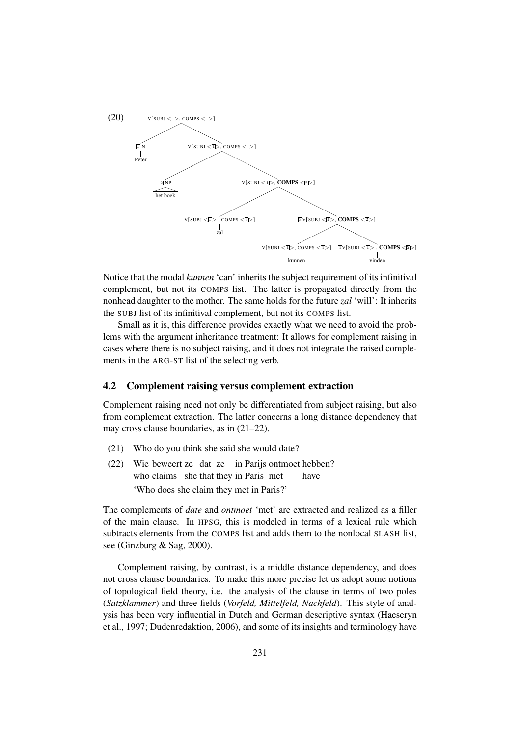(20)

```
V[SUBJ < >, COMPS < >]
├── [1] N
│   └── Peter
└── V[SUBJ <[1]>, COMPS < >]
    ├── [2] NP
    │   └── het boek
    └── V[SUBJ <[1]>, COMPS <[2]>]
        ├── V[SUBJ <[1]> , COMPS <[3]>]
        │   └── zal
        └── [3]V[SUBJ <[1]>, COMPS <[2]>]
            ├── V[SUBJ <[1]>, COMPS <[4]>]
            │   └── kunnen
            └── [4]V[SUBJ <[1]> , COMPS <[2]>]
                └── vinden
```

Notice that the modal *kunnen* 'can' inherits the subject requirement of its infinitival complement, but not its COMPS list. The latter is propagated directly from the nonhead daughter to the mother. The same holds for the future *zal* 'will': It inherits the SUBJ list of its infinitival complement, but not its COMPS list.

Small as it is, this difference provides exactly what we need to avoid the problems with the argument inheritance treatment: It allows for complement raising in cases where there is no subject raising, and it does not integrate the raised complements in the ARG-ST list of the selecting verb.

## 4.2 Complement raising versus complement extraction

Complement raising need not only be differentiated from subject raising, but also from complement extraction. The latter concerns a long distance dependency that may cross clause boundaries, as in (21–22).

(21) Who do you think she said she would date?

(22) Wie beweert ze dat ze in Parijs ontmoet hebben?
who claims she that they in Paris met have
'Who does she claim they met in Paris?'

The complements of *date* and *ontmoet* 'met' are extracted and realized as a filler of the main clause. In HPSG, this is modeled in terms of a lexical rule which subtracts elements from the COMPS list and adds them to the nonlocal SLASH list, see (Ginzburg & Sag, 2000).

Complement raising, by contrast, is a middle distance dependency, and does not cross clause boundaries. To make this more precise let us adopt some notions of topological field theory, i.e. the analysis of the clause in terms of two poles (*Satzklammer*) and three fields (*Vorfeld, Mittelfeld, Nachfeld*). This style of analysis has been very influential in Dutch and German descriptive syntax (Haeseryn et al., 1997; Dudenredaktion, 2006), and some of its insights and terminology have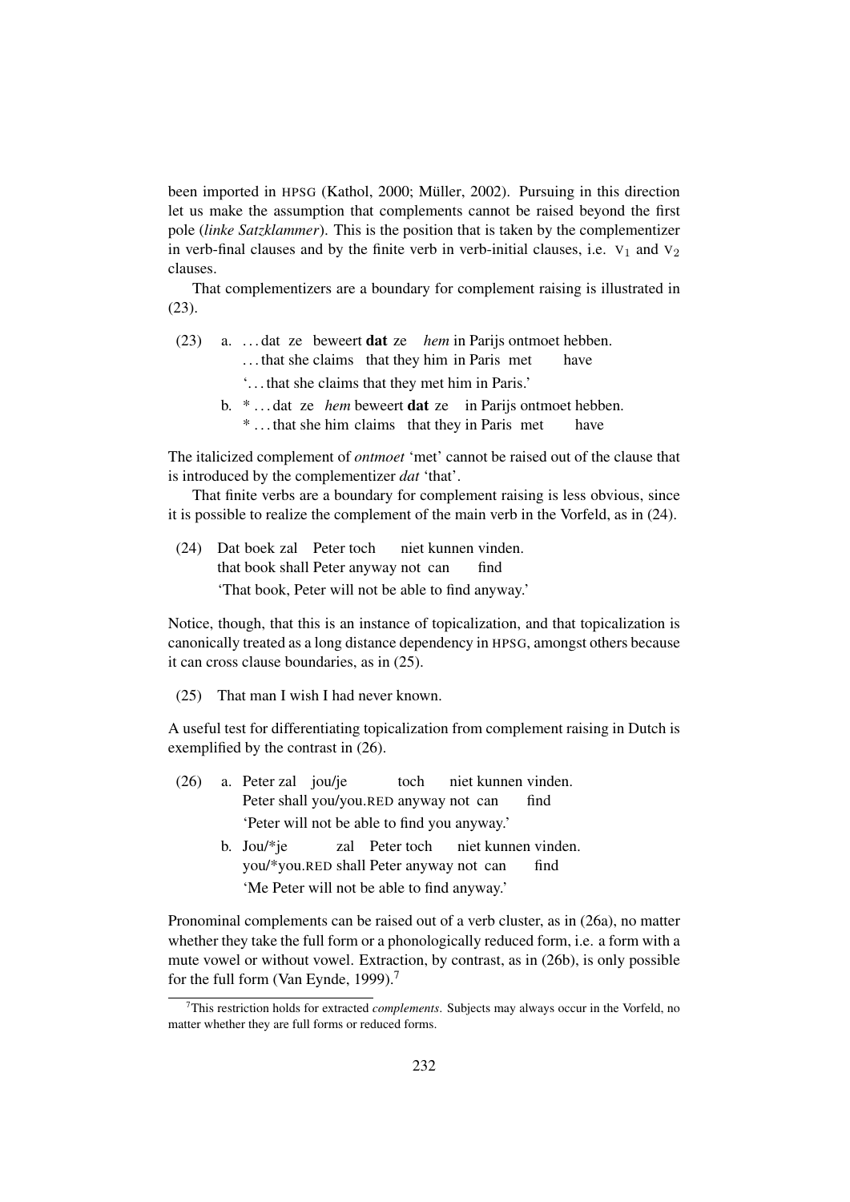been imported in HPSG (Kathol, 2000; Müller, 2002). Pursuing in this direction let us make the assumption that complements cannot be raised beyond the first pole (*linke Satzklammer*). This is the position that is taken by the complementizer in verb-final clauses and by the finite verb in verb-initial clauses, i.e. $\text{V}_1$ and $\text{V}_2$ clauses.

That complementizers are a boundary for complement raising is illustrated in (23).

(23) a. . . . dat ze beweert **dat** ze *hem* in Parijs ontmoet hebben.
. . . that she claims that they him in Paris met have
'. . . that she claims that they met him in Paris.'

b. * . . . dat ze *hem* beweert **dat** ze in Parijs ontmoet hebben.
* . . . that she him claims that they in Paris met have

The italicized complement of *ontmoet* 'met' cannot be raised out of the clause that is introduced by the complementizer *dat* 'that'.

That finite verbs are a boundary for complement raising is less obvious, since it is possible to realize the complement of the main verb in the Vorfeld, as in (24).

(24) Dat boek zal Peter toch niet kunnen vinden.
that book shall Peter anyway not can find
'That book, Peter will not be able to find anyway.'

Notice, though, that this is an instance of topicalization, and that topicalization is canonically treated as a long distance dependency in HPSG, amongst others because it can cross clause boundaries, as in (25).

(25) That man I wish I had never known.

A useful test for differentiating topicalization from complement raising in Dutch is exemplified by the contrast in (26).

(26) a. Peter zal jou/je toch niet kunnen vinden.
Peter shall you/you.RED anyway not can find
'Peter will not be able to find you anyway.'

b. Jou/*je zal Peter toch niet kunnen vinden.
you/*you.RED shall Peter anyway not can find
'Me Peter will not be able to find anyway.'

Pronominal complements can be raised out of a verb cluster, as in (26a), no matter whether they take the full form or a phonologically reduced form, i.e. a form with a mute vowel or without vowel. Extraction, by contrast, as in (26b), is only possible for the full form (Van Eynde, 1999).[7]

[7]This restriction holds for extracted *complements*. Subjects may always occur in the Vorfeld, no matter whether they are full forms or reduced forms.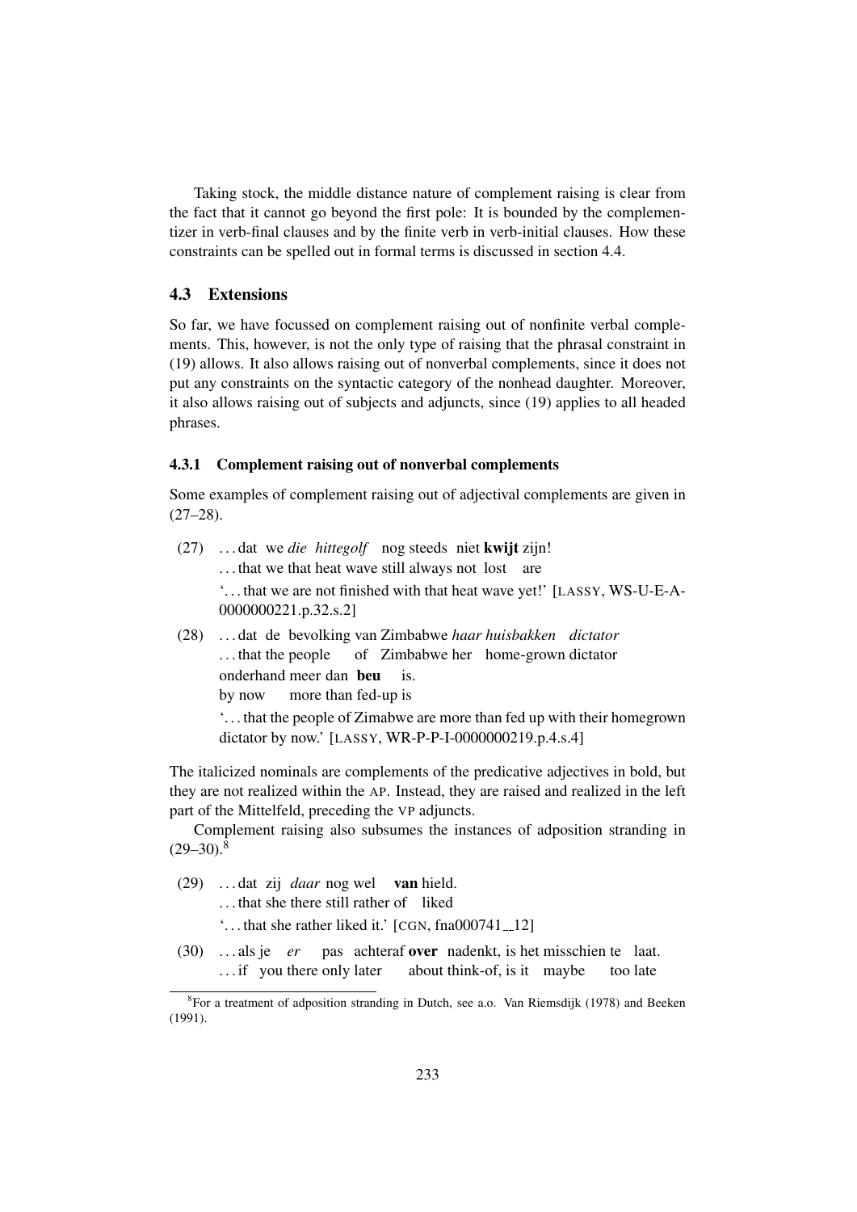Taking stock, the middle distance nature of complement raising is clear from the fact that it cannot go beyond the first pole: It is bounded by the complementizer in verb-final clauses and by the finite verb in verb-initial clauses. How these constraints can be spelled out in formal terms is discussed in section 4.4.

## 4.3 Extensions

So far, we have focussed on complement raising out of nonfinite verbal complements. This, however, is not the only type of raising that the phrasal constraint in (19) allows. It also allows raising out of nonverbal complements, since it does not put any constraints on the syntactic category of the nonhead daughter. Moreover, it also allows raising out of subjects and adjuncts, since (19) applies to all headed phrases.

### 4.3.1 Complement raising out of nonverbal complements

Some examples of complement raising out of adjectival complements are given in (27–28).

(27) . . . dat we *die hittegolf* nog steeds niet **kwijt** zijn!
. . . that we that heat wave still always not lost are
'. . . that we are not finished with that heat wave yet!' [LASSY, WS-U-E-A-0000000221.p.32.s.2]

(28) . . . dat de bevolking van Zimbabwe *haar huisbakken dictator* onderhand meer dan **beu** is.
. . . that the people of Zimbabwe her home-grown dictator by now more than fed-up is
'. . . that the people of Zimabwe are more than fed up with their homegrown dictator by now.' [LASSY, WR-P-P-I-0000000219.p.4.s.4]

The italicized nominals are complements of the predicative adjectives in bold, but they are not realized within the AP. Instead, they are raised and realized in the left part of the Mittelfeld, preceding the VP adjuncts.

Complement raising also subsumes the instances of adposition stranding in (29–30).[8]

(29) . . . dat zij *daar* nog wel **van** hield.
. . . that she there still rather of liked
'. . . that she rather liked it.' [CGN, fna000741__12]

(30) . . . als je *er* pas achteraf **over** nadenkt, is het misschien te laat.
. . . if you there only later about think-of, is it maybe too late

[8] For a treatment of adposition stranding in Dutch, see a.o. Van Riemsdijk (1978) and Beeken (1991).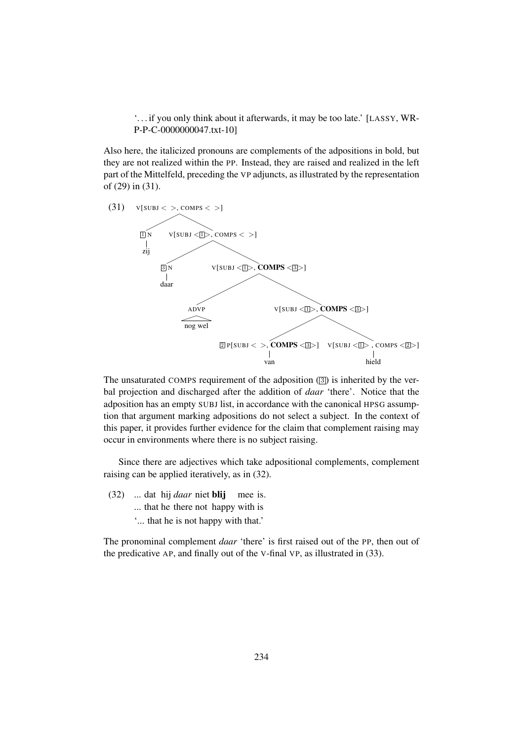'. . . if you only think about it afterwards, it may be too late.' [LASSY, WR-P-P-C-0000000047.txt-10]

Also here, the italicized pronouns are complements of the adpositions in bold, but they are not realized within the PP. Instead, they are raised and realized in the left part of the Mittelfeld, preceding the VP adjuncts, as illustrated by the representation of (29) in (31).

(31) 

```
V[SUBJ < >, COMPS < >]
├── [1] N
│     zij
└── V[SUBJ <[1]>, COMPS < >]
      ├── [3] N
      │     daar
      └── V[SUBJ <[1]>, COMPS <[3]>]
            ├── ADVP
            │     nog wel
            └── V[SUBJ <[1]>, COMPS <[3]>]
                  ├── [2] P[SUBJ < >, COMPS <[3]>]
                  │     van
                  └── V[SUBJ <[1]>, COMPS <[2]>]
                        hield
```

The unsaturated COMPS requirement of the adposition ([3]) is inherited by the verbal projection and discharged after the addition of *daar* 'there'. Notice that the adposition has an empty SUBJ list, in accordance with the canonical HPSG assumption that argument marking adpositions do not select a subject. In the context of this paper, it provides further evidence for the claim that complement raising may occur in environments where there is no subject raising.

Since there are adjectives which take adpositional complements, complement raising can be applied iteratively, as in (32).

(32) ... dat hij *daar* niet **blij** mee is.
... that he there not happy with is
'... that he is not happy with that.'

The pronominal complement *daar* 'there' is first raised out of the PP, then out of the predicative AP, and finally out of the V-final VP, as illustrated in (33).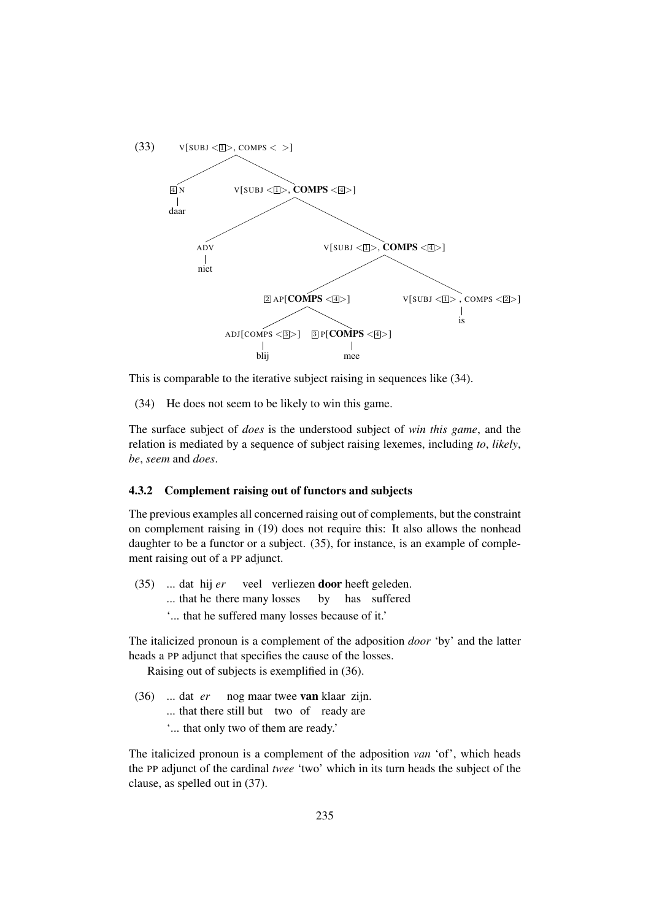(33) [tree diagram]

```
V[SUBJ <1>, COMPS < >]
├── 4 N
│   └── daar
└── V[SUBJ <1>, COMPS <4>]
    ├── ADV
    │   └── niet
    └── V[SUBJ <1>, COMPS <4>]
        ├── 2 AP[COMPS <4>]
        │   ├── ADJ[COMPS <3>]
        │   │   └── blij
        │   └── 3 P[COMPS <4>]
        │       └── mee
        └── V[SUBJ <1>, COMPS <2>]
            └── is
```

This is comparable to the iterative subject raising in sequences like (34).

(34) He does not seem to be likely to win this game.

The surface subject of *does* is the understood subject of *win this game*, and the relation is mediated by a sequence of subject raising lexemes, including *to*, *likely*, *be*, *seem* and *does*.

### 4.3.2 Complement raising out of functors and subjects

The previous examples all concerned raising out of complements, but the constraint on complement raising in (19) does not require this: It also allows the nonhead daughter to be a functor or a subject. (35), for instance, is an example of complement raising out of a PP adjunct.

(35) ... dat hij *er* veel verliezen **door** heeft geleden.
... that he there many losses by has suffered
'... that he suffered many losses because of it.'

The italicized pronoun is a complement of the adposition *door* 'by' and the latter heads a PP adjunct that specifies the cause of the losses.

Raising out of subjects is exemplified in (36).

(36) ... dat *er* nog maar twee **van** klaar zijn.
... that there still but two of ready are
'... that only two of them are ready.'

The italicized pronoun is a complement of the adposition *van* 'of', which heads the PP adjunct of the cardinal *twee* 'two' which in its turn heads the subject of the clause, as spelled out in (37).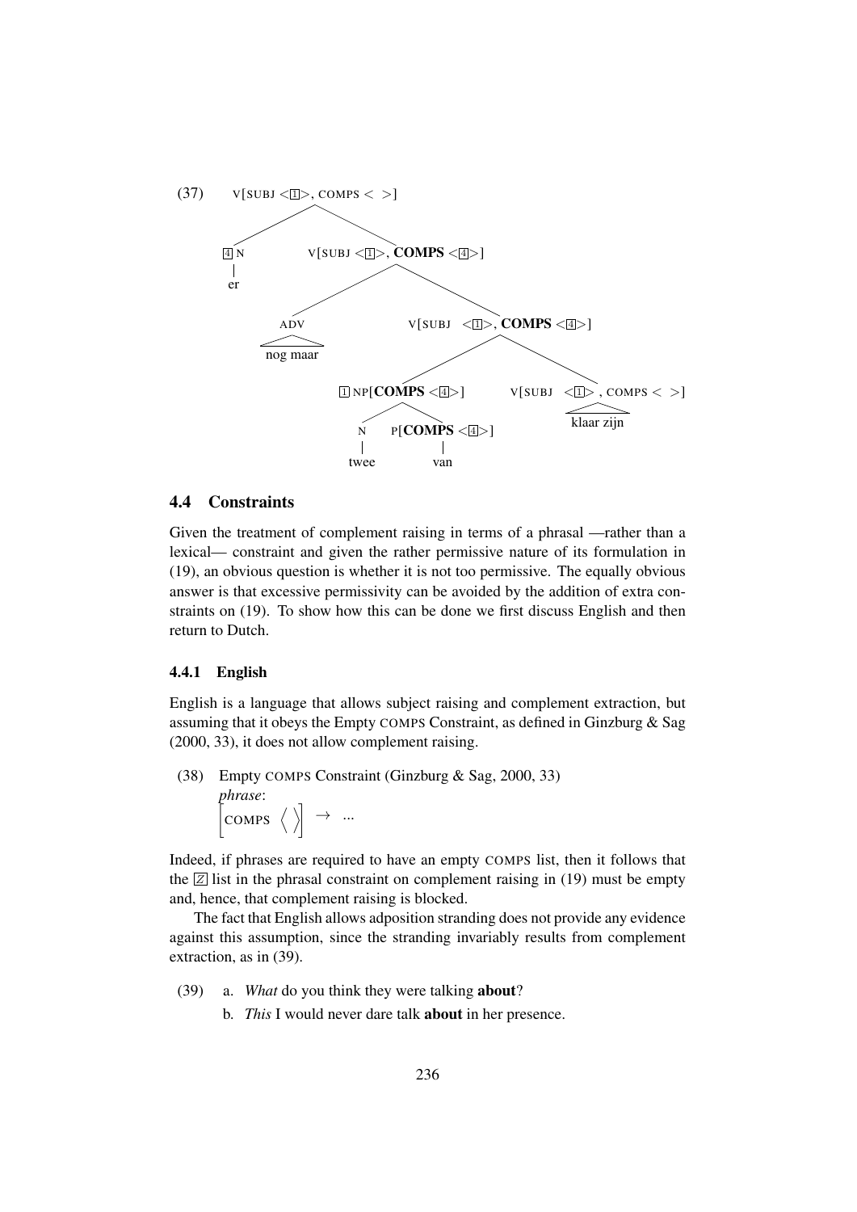(37) [tree diagram]

```
V[SUBJ <1>, COMPS < >]
├── 4 N
│   └── er
└── V[SUBJ <1>, COMPS <4>]
    ├── ADV
    │   └── nog maar
    └── V[SUBJ <1>, COMPS <4>]
        ├── 1 NP[COMPS <4>]
        │   ├── N
        │   │   └── twee
        │   └── P[COMPS <4>]
        │       └── van
        └── V[SUBJ <1>, COMPS < >]
            └── klaar zijn
```

### 4.4 Constraints

Given the treatment of complement raising in terms of a phrasal —rather than a lexical— constraint and given the rather permissive nature of its formulation in (19), an obvious question is whether it is not too permissive. The equally obvious answer is that excessive permissivity can be avoided by the addition of extra constraints on (19). To show how this can be done we first discuss English and then return to Dutch.

#### 4.4.1 English

English is a language that allows subject raising and complement extraction, but assuming that it obeys the Empty COMPS Constraint, as defined in Ginzburg & Sag (2000, 33), it does not allow complement raising.

(38) Empty COMPS Constraint (Ginzburg & Sag, 2000, 33)
*phrase*:
$\left[\text{COMPS } \langle \rangle\right] \rightarrow \ ...$

Indeed, if phrases are required to have an empty COMPS list, then it follows that the Z list in the phrasal constraint on complement raising in (19) must be empty and, hence, that complement raising is blocked.

The fact that English allows adposition stranding does not provide any evidence against this assumption, since the stranding invariably results from complement extraction, as in (39).

(39) a. *What* do you think they were talking **about**?
b. *This* I would never dare talk **about** in her presence.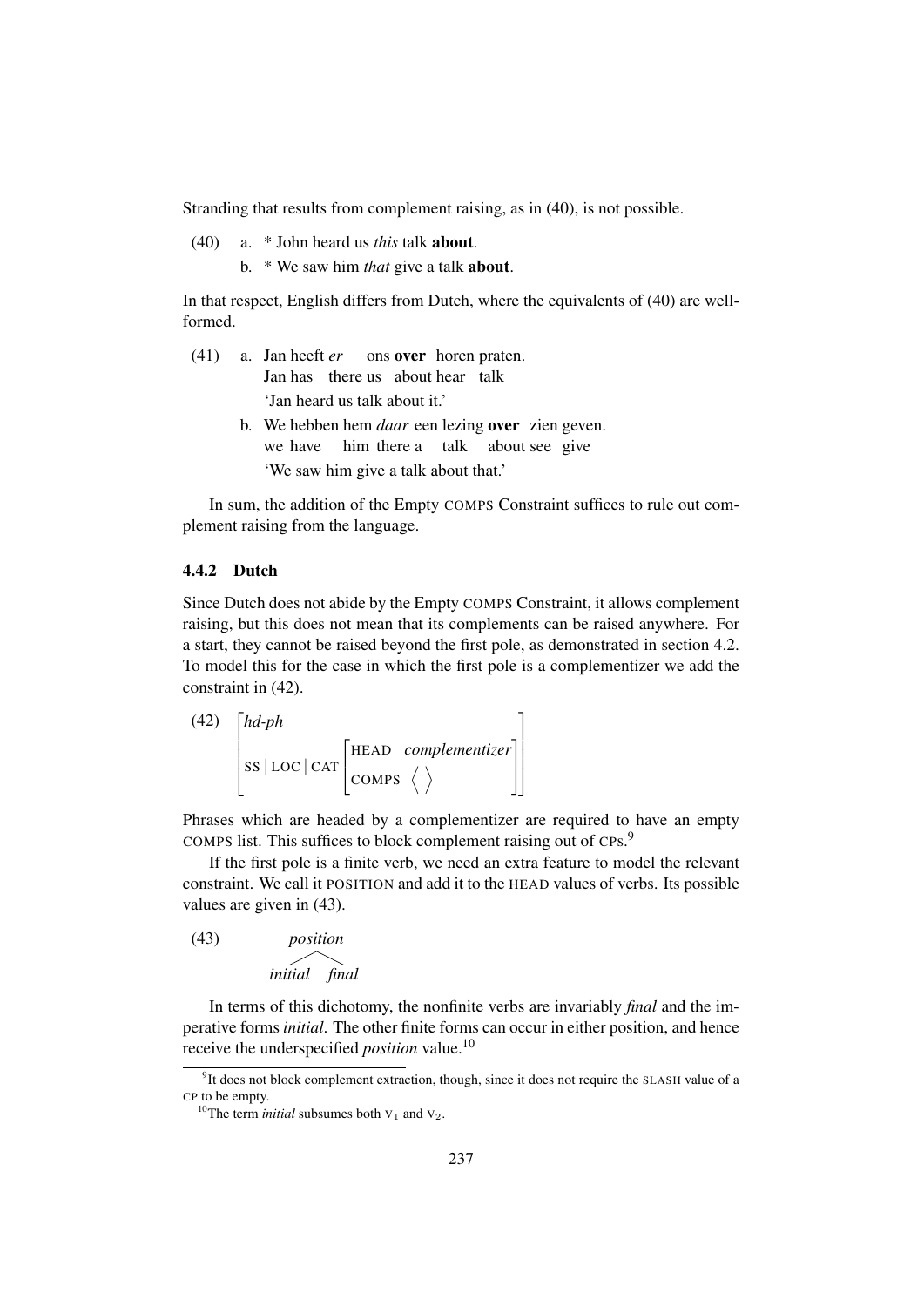Stranding that results from complement raising, as in (40), is not possible.

(40) a. * John heard us *this* talk **about**.

b. * We saw him *that* give a talk **about**.

In that respect, English differs from Dutch, where the equivalents of (40) are well-formed.

(41) a. Jan heeft *er* ons **over** horen praten.
Jan has there us about hear talk
'Jan heard us talk about it.'

b. We hebben hem *daar* een lezing **over** zien geven.
we have him there a talk about see give
'We saw him give a talk about that.'

In sum, the addition of the Empty COMPS Constraint suffices to rule out complement raising from the language.

### 4.4.2 Dutch

Since Dutch does not abide by the Empty COMPS Constraint, it allows complement raising, but this does not mean that its complements can be raised anywhere. For a start, they cannot be raised beyond the first pole, as demonstrated in section 4.2. To model this for the case in which the first pole is a complementizer we add the constraint in (42).

(42)
$$\begin{bmatrix} \textit{hd-ph} \\ \text{SS} \mid \text{LOC} \mid \text{CAT} \begin{bmatrix} \text{HEAD} & \textit{complementizer} \\ \text{COMPS} & \langle\ \rangle \end{bmatrix} \end{bmatrix}$$

Phrases which are headed by a complementizer are required to have an empty COMPS list. This suffices to block complement raising out of CPs.[9]

If the first pole is a finite verb, we need an extra feature to model the relevant constraint. We call it POSITION and add it to the HEAD values of verbs. Its possible values are given in (43).

(43) *position*: *initial*, *final*

In terms of this dichotomy, the nonfinite verbs are invariably *final* and the imperative forms *initial*. The other finite forms can occur in either position, and hence receive the underspecified *position* value.[10]

---

[9] It does not block complement extraction, though, since it does not require the SLASH value of a CP to be empty.

[10] The term *initial* subsumes both $V_1$ and $V_2$.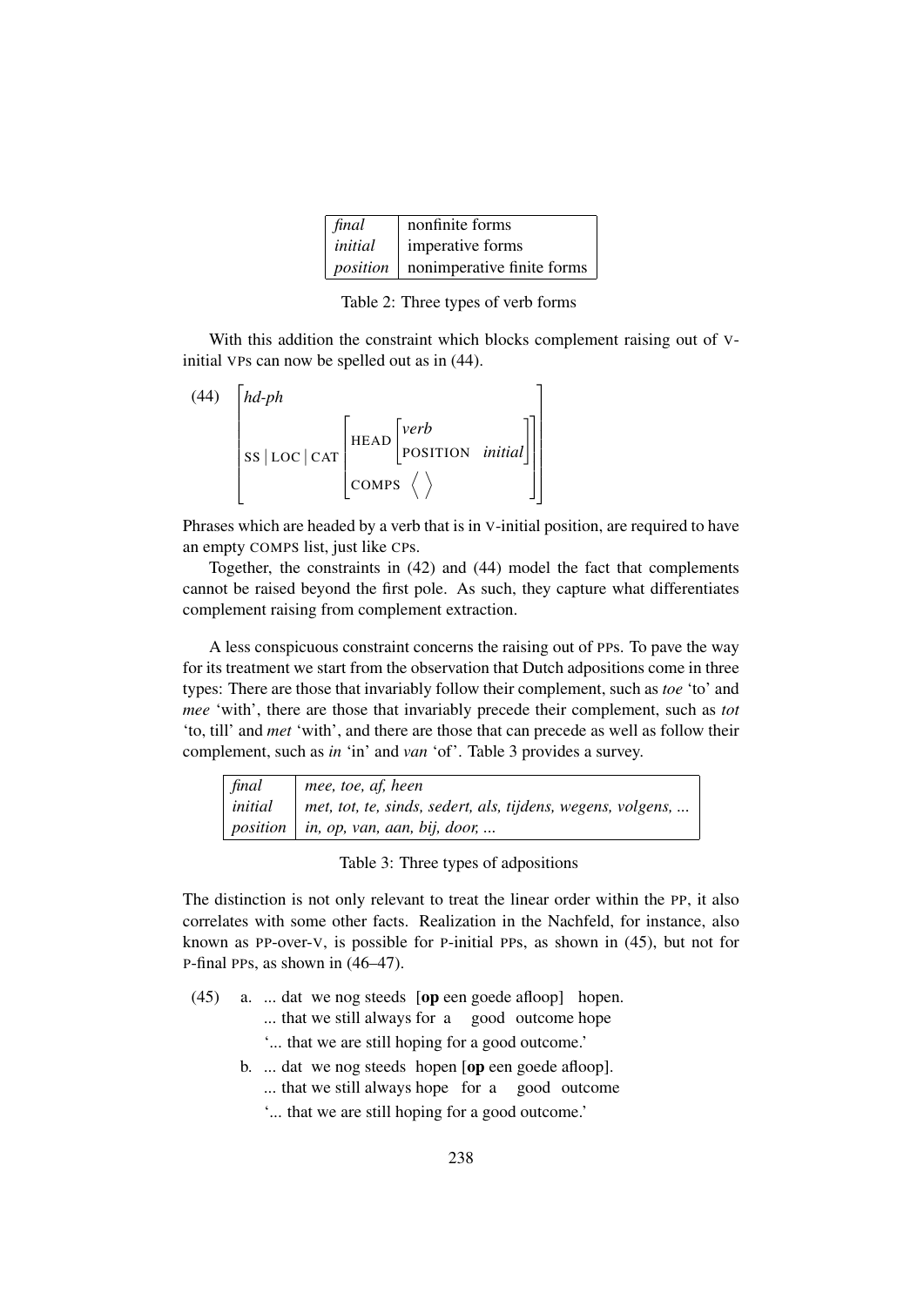| *final* | nonfinite forms |
|---|---|
| *initial* | imperative forms |
| *position* | nonimperative finite forms |

Table 2: Three types of verb forms

With this addition the constraint which blocks complement raising out of V-initial VPs can now be spelled out as in (44).

(44)
$$\begin{bmatrix} \textit{hd-ph} \\ \text{SS} \mid \text{LOC} \mid \text{CAT} \begin{bmatrix} \text{HEAD} \begin{bmatrix} \textit{verb} \\ \text{POSITION} \quad \textit{initial} \end{bmatrix} \\ \text{COMPS} \ \langle \ \rangle \end{bmatrix} \end{bmatrix}$$

Phrases which are headed by a verb that is in V-initial position, are required to have an empty COMPS list, just like CPs.

Together, the constraints in (42) and (44) model the fact that complements cannot be raised beyond the first pole. As such, they capture what differentiates complement raising from complement extraction.

A less conspicuous constraint concerns the raising out of PPs. To pave the way for its treatment we start from the observation that Dutch adpositions come in three types: There are those that invariably follow their complement, such as *toe* 'to' and *mee* 'with', there are those that invariably precede their complement, such as *tot* 'to, till' and *met* 'with', and there are those that can precede as well as follow their complement, such as *in* 'in' and *van* 'of'. Table 3 provides a survey.

| *final* | *mee, toe, af, heen* |
|---|---|
| *initial* | *met, tot, te, sinds, sedert, als, tijdens, wegens, volgens, ...* |
| *position* | *in, op, van, aan, bij, door, ...* |

Table 3: Three types of adpositions

The distinction is not only relevant to treat the linear order within the PP, it also correlates with some other facts. Realization in the Nachfeld, for instance, also known as PP-over-V, is possible for P-initial PPs, as shown in (45), but not for P-final PPs, as shown in (46–47).

(45) a. ... dat we nog steeds [**op** een goede afloop] hopen.
... that we still always for a good outcome hope
'... that we are still hoping for a good outcome.'

b. ... dat we nog steeds hopen [**op** een goede afloop].
... that we still always hope for a good outcome
'... that we are still hoping for a good outcome.'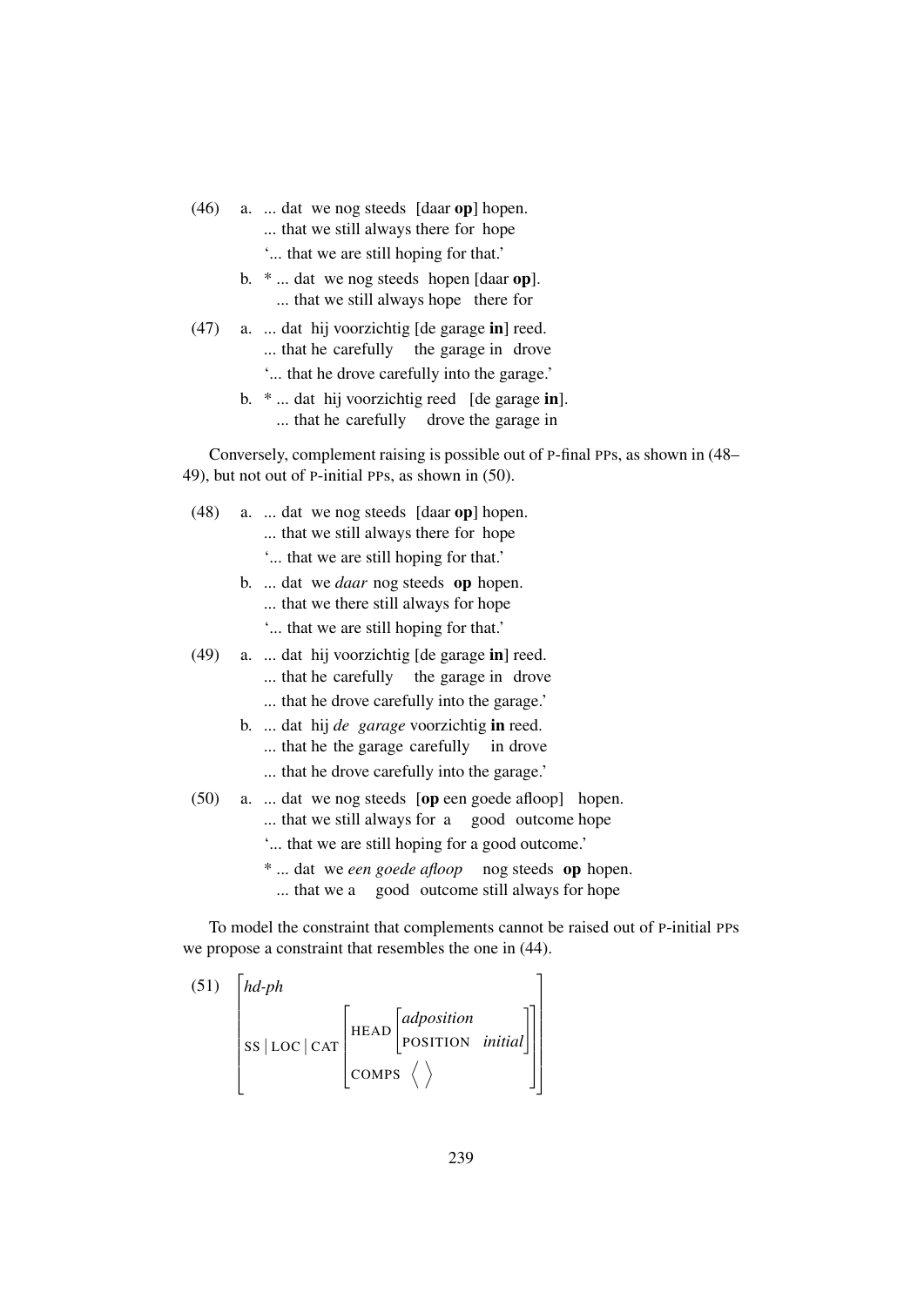(46) a. ... dat we nog steeds [daar **op**] hopen.
   ... that we still always there for hope
   '... that we are still hoping for that.'

  b. * ... dat we nog steeds hopen [daar **op**].
   ... that we still always hope there for

(47) a. ... dat hij voorzichtig [de garage **in**] reed.
   ... that he carefully the garage in drove
   '... that he drove carefully into the garage.'

  b. * ... dat hij voorzichtig reed [de garage **in**].
   ... that he carefully drove the garage in

Conversely, complement raising is possible out of P-final PPs, as shown in (48–49), but not out of P-initial PPs, as shown in (50).

(48) a. ... dat we nog steeds [daar **op**] hopen.
   ... that we still always there for hope
   '... that we are still hoping for that.'

  b. ... dat we *daar* nog steeds **op** hopen.
   ... that we there still always for hope
   '... that we are still hoping for that.'

(49) a. ... dat hij voorzichtig [de garage **in**] reed.
   ... that he carefully the garage in drove
   ... that he drove carefully into the garage.'

  b. ... dat hij *de garage* voorzichtig **in** reed.
   ... that he the garage carefully in drove
   ... that he drove carefully into the garage.'

(50) a. ... dat we nog steeds [**op** een goede afloop] hopen.
   ... that we still always for a good outcome hope
   '... that we are still hoping for a good outcome.'

   * ... dat we *een goede afloop* nog steeds **op** hopen.
   ... that we a good outcome still always for hope

To model the constraint that complements cannot be raised out of P-initial PPs we propose a constraint that resembles the one in (44).

(51)
$$\begin{bmatrix} \textit{hd-ph} \\ \text{SS} \mid \text{LOC} \mid \text{CAT} \begin{bmatrix} \text{HEAD} \begin{bmatrix} \textit{adposition} \\ \text{POSITION} \quad \textit{initial} \end{bmatrix} \\ \text{COMPS} \quad \langle \ \rangle \end{bmatrix} \end{bmatrix}$$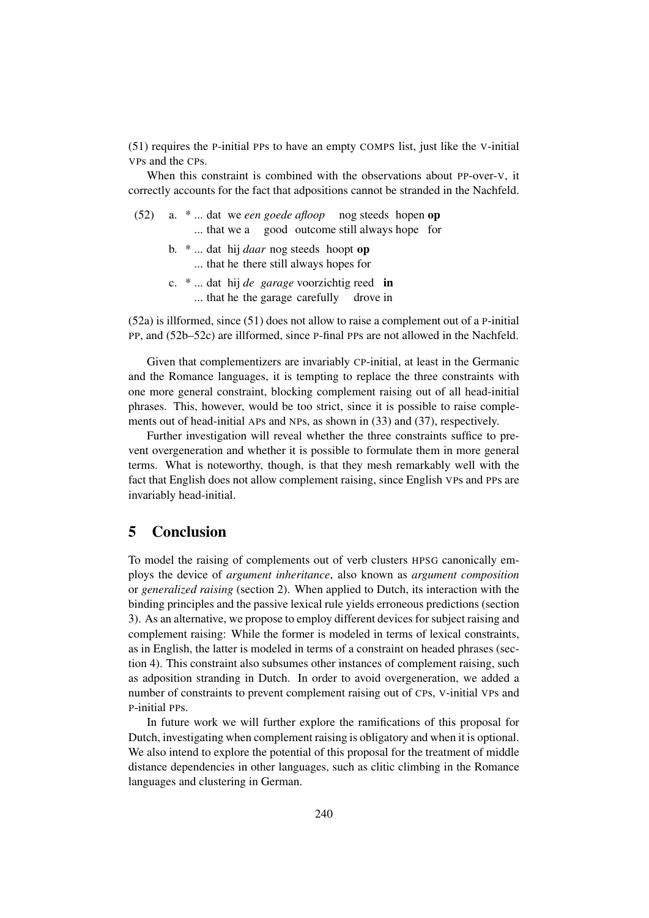(51) requires the P-initial PPs to have an empty COMPS list, just like the V-initial VPs and the CPs.

When this constraint is combined with the observations about PP-over-V, it correctly accounts for the fact that adpositions cannot be stranded in the Nachfeld.

(52) a. * ... dat we *een goede afloop* nog steeds hopen **op**
... that we a good outcome still always hope for

b. * ... dat hij *daar* nog steeds hoopt **op**
... that he there still always hopes for

c. * ... dat hij *de garage* voorzichtig reed **in**
... that he the garage carefully drove in

(52a) is illformed, since (51) does not allow to raise a complement out of a P-initial PP, and (52b–52c) are illformed, since P-final PPs are not allowed in the Nachfeld.

Given that complementizers are invariably CP-initial, at least in the Germanic and the Romance languages, it is tempting to replace the three constraints with one more general constraint, blocking complement raising out of all head-initial phrases. This, however, would be too strict, since it is possible to raise complements out of head-initial APs and NPs, as shown in (33) and (37), respectively.

Further investigation will reveal whether the three constraints suffice to prevent overgeneration and whether it is possible to formulate them in more general terms. What is noteworthy, though, is that they mesh remarkably well with the fact that English does not allow complement raising, since English VPs and PPs are invariably head-initial.

## 5 Conclusion

To model the raising of complements out of verb clusters HPSG canonically employs the device of *argument inheritance*, also known as *argument composition* or *generalized raising* (section 2). When applied to Dutch, its interaction with the binding principles and the passive lexical rule yields erroneous predictions (section 3). As an alternative, we propose to employ different devices for subject raising and complement raising: While the former is modeled in terms of lexical constraints, as in English, the latter is modeled in terms of a constraint on headed phrases (section 4). This constraint also subsumes other instances of complement raising, such as adposition stranding in Dutch. In order to avoid overgeneration, we added a number of constraints to prevent complement raising out of CPs, V-initial VPs and P-initial PPs.

In future work we will further explore the ramifications of this proposal for Dutch, investigating when complement raising is obligatory and when it is optional. We also intend to explore the potential of this proposal for the treatment of middle distance dependencies in other languages, such as clitic climbing in the Romance languages and clustering in German.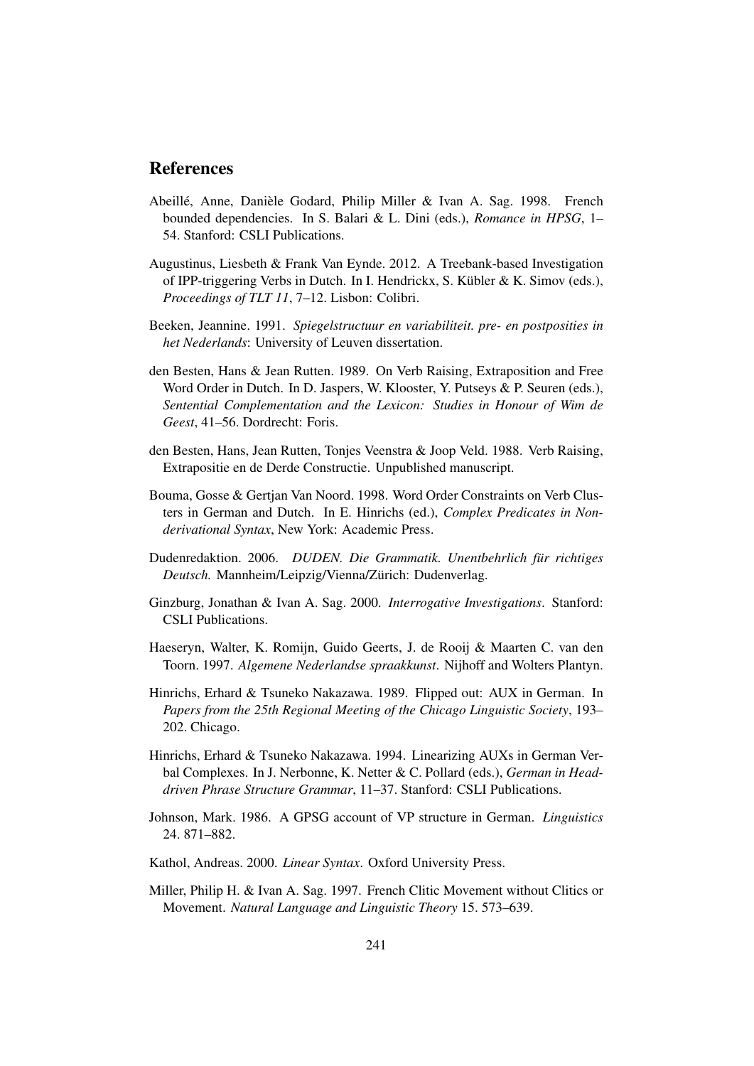## References

Abeillé, Anne, Danièle Godard, Philip Miller & Ivan A. Sag. 1998. French bounded dependencies. In S. Balari & L. Dini (eds.), *Romance in HPSG*, 1–54. Stanford: CSLI Publications.

Augustinus, Liesbeth & Frank Van Eynde. 2012. A Treebank-based Investigation of IPP-triggering Verbs in Dutch. In I. Hendrickx, S. Kübler & K. Simov (eds.), *Proceedings of TLT 11*, 7–12. Lisbon: Colibri.

Beeken, Jeannine. 1991. *Spiegelstructuur en variabiliteit. pre- en postposities in het Nederlands*: University of Leuven dissertation.

den Besten, Hans & Jean Rutten. 1989. On Verb Raising, Extraposition and Free Word Order in Dutch. In D. Jaspers, W. Klooster, Y. Putseys & P. Seuren (eds.), *Sentential Complementation and the Lexicon: Studies in Honour of Wim de Geest*, 41–56. Dordrecht: Foris.

den Besten, Hans, Jean Rutten, Tonjes Veenstra & Joop Veld. 1988. Verb Raising, Extrapositie en de Derde Constructie. Unpublished manuscript.

Bouma, Gosse & Gertjan Van Noord. 1998. Word Order Constraints on Verb Clusters in German and Dutch. In E. Hinrichs (ed.), *Complex Predicates in Nonderivational Syntax*, New York: Academic Press.

Dudenredaktion. 2006. *DUDEN. Die Grammatik. Unentbehrlich für richtiges Deutsch.* Mannheim/Leipzig/Vienna/Zürich: Dudenverlag.

Ginzburg, Jonathan & Ivan A. Sag. 2000. *Interrogative Investigations*. Stanford: CSLI Publications.

Haeseryn, Walter, K. Romijn, Guido Geerts, J. de Rooij & Maarten C. van den Toorn. 1997. *Algemene Nederlandse spraakkunst*. Nijhoff and Wolters Plantyn.

Hinrichs, Erhard & Tsuneko Nakazawa. 1989. Flipped out: AUX in German. In *Papers from the 25th Regional Meeting of the Chicago Linguistic Society*, 193–202. Chicago.

Hinrichs, Erhard & Tsuneko Nakazawa. 1994. Linearizing AUXs in German Verbal Complexes. In J. Nerbonne, K. Netter & C. Pollard (eds.), *German in Head-driven Phrase Structure Grammar*, 11–37. Stanford: CSLI Publications.

Johnson, Mark. 1986. A GPSG account of VP structure in German. *Linguistics* 24. 871–882.

Kathol, Andreas. 2000. *Linear Syntax*. Oxford University Press.

Miller, Philip H. & Ivan A. Sag. 1997. French Clitic Movement without Clitics or Movement. *Natural Language and Linguistic Theory* 15. 573–639.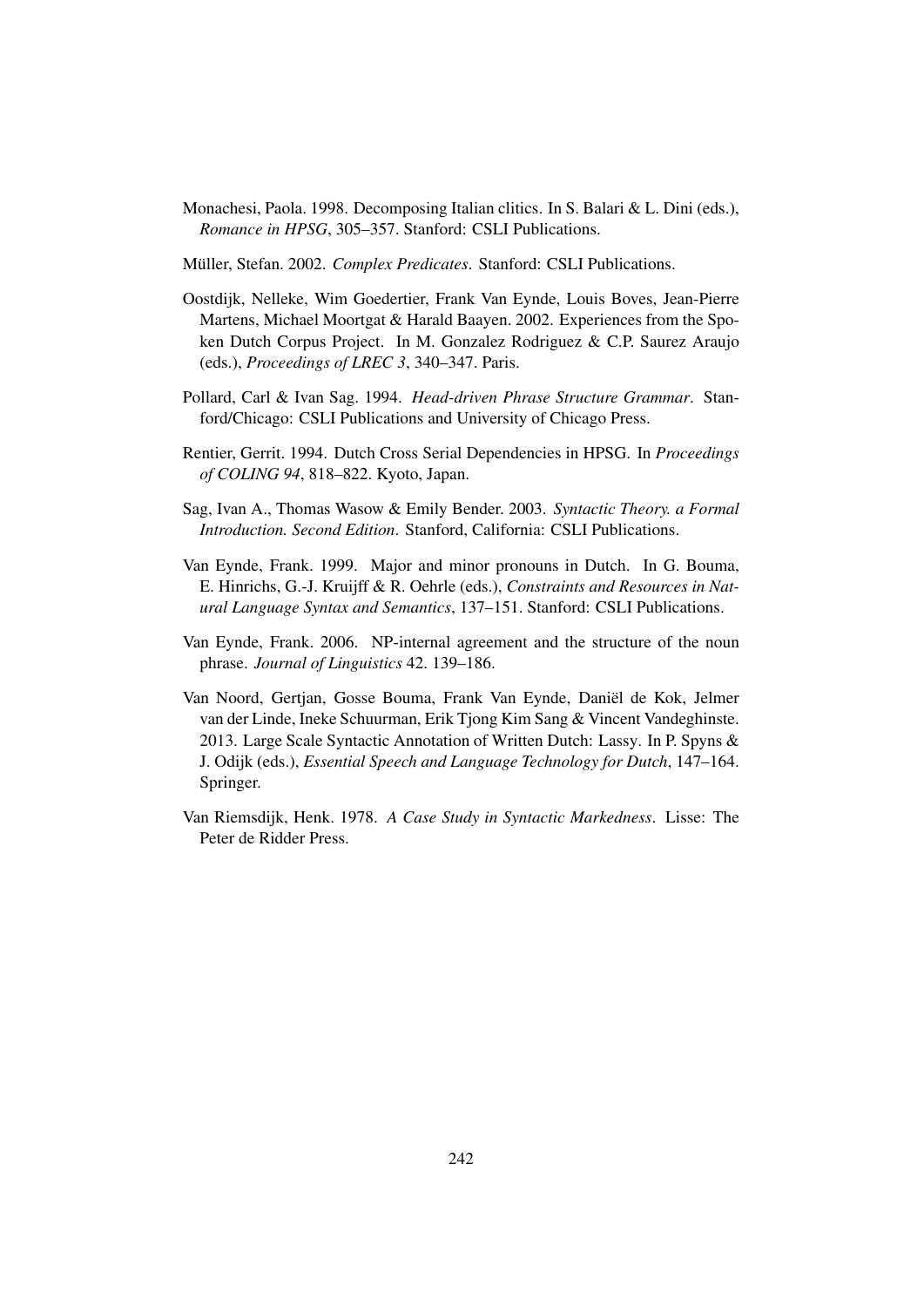Monachesi, Paola. 1998. Decomposing Italian clitics. In S. Balari & L. Dini (eds.), *Romance in HPSG*, 305–357. Stanford: CSLI Publications.

Müller, Stefan. 2002. *Complex Predicates*. Stanford: CSLI Publications.

Oostdijk, Nelleke, Wim Goedertier, Frank Van Eynde, Louis Boves, Jean-Pierre Martens, Michael Moortgat & Harald Baayen. 2002. Experiences from the Spoken Dutch Corpus Project. In M. Gonzalez Rodriguez & C.P. Saurez Araujo (eds.), *Proceedings of LREC 3*, 340–347. Paris.

Pollard, Carl & Ivan Sag. 1994. *Head-driven Phrase Structure Grammar*. Stanford/Chicago: CSLI Publications and University of Chicago Press.

Rentier, Gerrit. 1994. Dutch Cross Serial Dependencies in HPSG. In *Proceedings of COLING 94*, 818–822. Kyoto, Japan.

Sag, Ivan A., Thomas Wasow & Emily Bender. 2003. *Syntactic Theory. a Formal Introduction. Second Edition*. Stanford, California: CSLI Publications.

Van Eynde, Frank. 1999. Major and minor pronouns in Dutch. In G. Bouma, E. Hinrichs, G.-J. Kruijff & R. Oehrle (eds.), *Constraints and Resources in Natural Language Syntax and Semantics*, 137–151. Stanford: CSLI Publications.

Van Eynde, Frank. 2006. NP-internal agreement and the structure of the noun phrase. *Journal of Linguistics* 42. 139–186.

Van Noord, Gertjan, Gosse Bouma, Frank Van Eynde, Daniël de Kok, Jelmer van der Linde, Ineke Schuurman, Erik Tjong Kim Sang & Vincent Vandeghinste. 2013. Large Scale Syntactic Annotation of Written Dutch: Lassy. In P. Spyns & J. Odijk (eds.), *Essential Speech and Language Technology for Dutch*, 147–164. Springer.

Van Riemsdijk, Henk. 1978. *A Case Study in Syntactic Markedness*. Lisse: The Peter de Ridder Press.